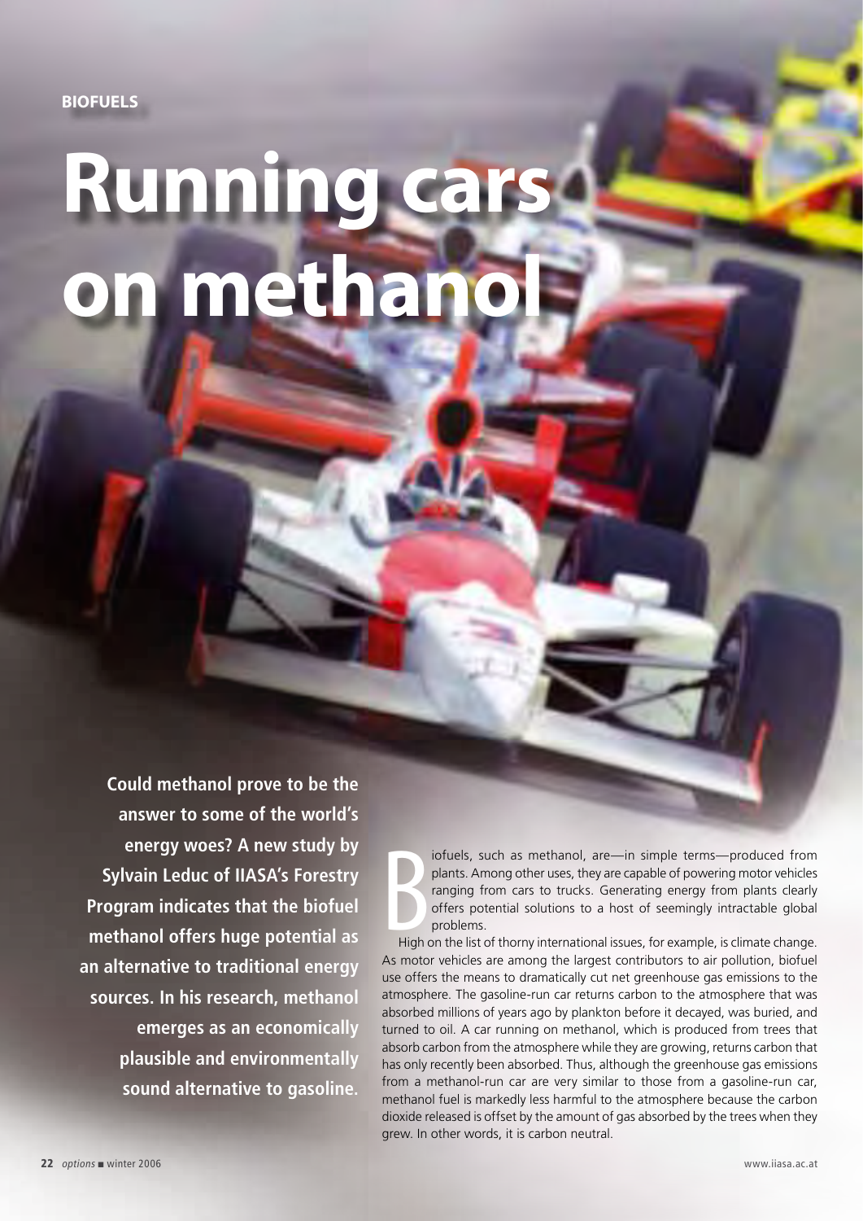BIOFUELS

# Running cars on methanol

**Could methanol prove to be the answer to some of the world's energy woes? A new study by Sylvain Leduc of IIASA's Forestry Program indicates that the biofuel methanol offers huge potential as an alternative to traditional energy sources. In his research, methanol emerges as an economically plausible and environmentally sound alternative to gasoline.**

Biofuels, such as methanol, are—in simple terms—produced from plants. Among other uses, they are capable of powering motor vehicles ranging from cars to trucks. Generating energy from plants clearly offers potential solutions to a host of seemingly intractable global problems.

High on the list of thorny international issues, for example, is climate change. As motor vehicles are among the largest contributors to air pollution, biofuel use offers the means to dramatically cut net greenhouse gas emissions to the atmosphere. The gasoline-run car returns carbon to the atmosphere that was absorbed millions of years ago by plankton before it decayed, was buried, and turned to oil. A car running on methanol, which is produced from trees that absorb carbon from the atmosphere while they are growing, returns carbon that has only recently been absorbed. Thus, although the greenhouse gas emissions from a methanol-run car are very similar to those from a gasoline-run car, methanol fuel is markedly less harmful to the atmosphere because the carbon dioxide released is offset by the amount of gas absorbed by the trees when they grew. In other words, it is carbon neutral.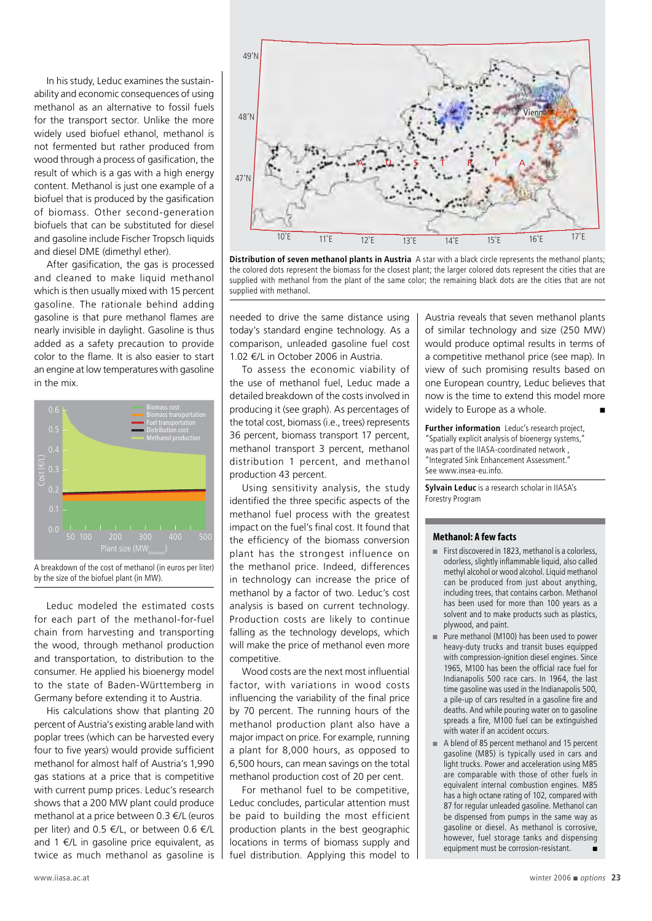In his study, Leduc examines the sustainability and economic consequences of using methanol as an alternative to fossil fuels for the transport sector. Unlike the more widely used biofuel ethanol, methanol is not fermented but rather produced from wood through a process of gasification, the result of which is a gas with a high energy content. Methanol is just one example of a biofuel that is produced by the gasification of biomass. Other second-generation biofuels that can be substituted for diesel and gasoline include Fischer Tropsch liquids and diesel DME (dimethyl ether).

After gasification, the gas is processed and cleaned to make liquid methanol which is then usually mixed with 15 percent gasoline. The rationale behind adding gasoline is that pure methanol flames are nearly invisible in daylight. Gasoline is thus added as a safety precaution to provide color to the flame. It is also easier to start an engine at low temperatures with gasoline in the mix.

Biomass cost
Biomass transportation
Fuel transportation
Distribution cost
Methanol production

Cost (€/L)
0.0
0.1
0.2
0.3
0.4
0.5
0.6

50 100 200 300 400 500
Plant size ($MW_{biomass}$)

A breakdown of the cost of methanol (in euros per liter) by the size of the biofuel plant (in MW).

Leduc modeled the estimated costs for each part of the methanol-for-fuel chain from harvesting and transporting the wood, through methanol production and transportation, to distribution to the consumer. He applied his bioenergy model to the state of Baden-Württemberg in Germany before extending it to Austria.

His calculations show that planting 20 percent of Austria's existing arable land with poplar trees (which can be harvested every four to five years) would provide sufficient methanol for almost half of Austria's 1,990 gas stations at a price that is competitive with current pump prices. Leduc's research shows that a 200 MW plant could produce methanol at a price between 0.3 €/L (euros per liter) and 0.5 €/L, or between 0.6 €/L and 1 €/L in gasoline price equivalent, as twice as much methanol as gasoline is needed to drive the same distance using today's standard engine technology. As a comparison, unleaded gasoline fuel cost 1.02 €/L in October 2006 in Austria.

To assess the economic viability of the use of methanol fuel, Leduc made a detailed breakdown of the costs involved in producing it (see graph). As percentages of the total cost, biomass (i.e., trees) represents 36 percent, biomass transport 17 percent, methanol transport 3 percent, methanol distribution 1 percent, and methanol production 43 percent.

Using sensitivity analysis, the study identified the three specific aspects of the methanol fuel process with the greatest impact on the fuel's final cost. It found that the efficiency of the biomass conversion plant has the strongest influence on the methanol price. Indeed, differences in technology can increase the price of methanol by a factor of two. Leduc's cost analysis is based on current technology. Production costs are likely to continue falling as the technology develops, which will make the price of methanol even more competitive.

Wood costs are the next most influential factor, with variations in wood costs influencing the variability of the final price by 70 percent. The running hours of the methanol production plant also have a major impact on price. For example, running a plant for 8,000 hours, as opposed to 6,500 hours, can mean savings on the total methanol production cost of 20 per cent.

For methanol fuel to be competitive, Leduc concludes, particular attention must be paid to building the most efficient production plants in the best geographic locations in terms of biomass supply and fuel distribution. Applying this model to Austria reveals that seven methanol plants of similar technology and size (250 MW) would produce optimal results in terms of a competitive methanol price (see map). In view of such promising results based on one European country, Leduc believes that now is the time to extend this model more widely to Europe as a whole. ■

49'N
48'N
47'N
10'E 11'E 12'E 13'E 14'E 15'E 16'E 17'E
Vienna
A U S T R I A

**Distribution of seven methanol plants in Austria** A star with a black circle represents the methanol plants; the colored dots represent the biomass for the closest plant; the larger colored dots represent the cities that are supplied with methanol from the plant of the same color; the remaining black dots are the cities that are not supplied with methanol.

**Further information** Leduc's research project, "Spatially explicit analysis of bioenergy systems," was part of the IIASA-coordinated network , "Integrated Sink Enhancement Assessment." See www.insea-eu.info.

**Sylvain Leduc** is a research scholar in IIASA's Forestry Program

### Methanol: A few facts

- First discovered in 1823, methanol is a colorless, odorless, slightly inflammable liquid, also called methyl alcohol or wood alcohol. Liquid methanol can be produced from just about anything, including trees, that contains carbon. Methanol has been used for more than 100 years as a solvent and to make products such as plastics, plywood, and paint.
- Pure methanol (M100) has been used to power heavy-duty trucks and transit buses equipped with compression-ignition diesel engines. Since 1965, M100 has been the official race fuel for Indianapolis 500 race cars. In 1964, the last time gasoline was used in the Indianapolis 500, a pile-up of cars resulted in a gasoline fire and deaths. And while pouring water on to gasoline spreads a fire, M100 fuel can be extinguished with water if an accident occurs.
- A blend of 85 percent methanol and 15 percent gasoline (M85) is typically used in cars and light trucks. Power and acceleration using M85 are comparable with those of other fuels in equivalent internal combustion engines. M85 has a high octane rating of 102, compared with 87 for regular unleaded gasoline. Methanol can be dispensed from pumps in the same way as gasoline or diesel. As methanol is corrosive, however, fuel storage tanks and dispensing equipment must be corrosion-resistant. ■